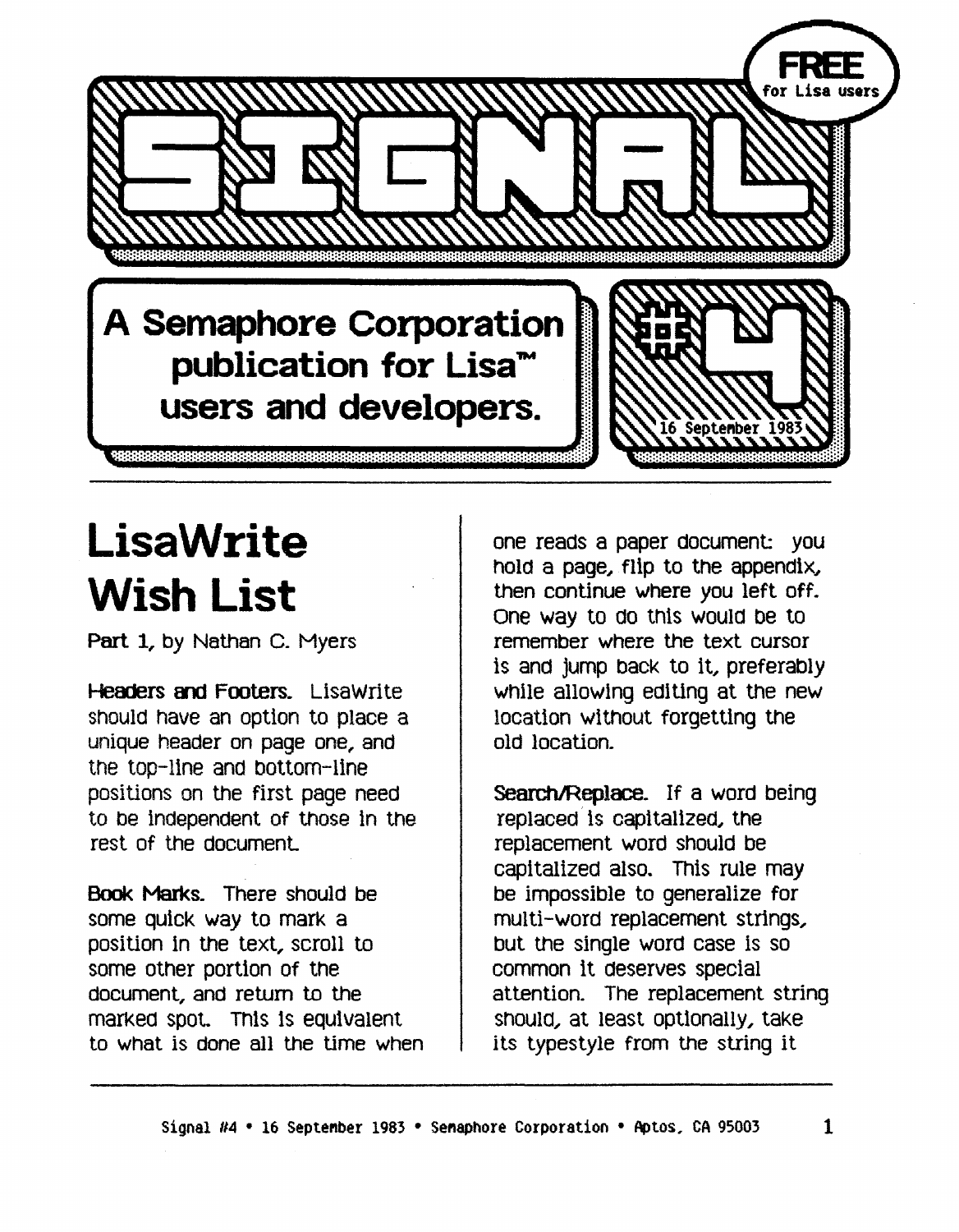# SIGNAL

**FREE** for Lisa users

**A Semaphore Corporation publication for Lisa™ users and developers.**

#4

16 September 1983

## LisaWrite Wish List

**Part 1**, by Nathan C. Myers

**Headers and Footers.** LisaWrite should have an option to place a unique header on page one, and the top-line and bottom-line positions on the first page need to be independent of those in the rest of the document.

**Book Marks.** There should be some quick way to mark a position in the text, scroll to some other portion of the document, and return to the marked spot. This is equivalent to what is done all the time when one reads a paper document: you hold a page, flip to the appendix, then continue where you left off. One way to do this would be to remember where the text cursor is and jump back to it, preferably while allowing editing at the new location without forgetting the old location.

**Search/Replace.** If a word being replaced is capitalized, the replacement word should be capitalized also. This rule may be impossible to generalize for multi-word replacement strings, but the single word case is so common it deserves special attention. The replacement string should, at least optionally, take its typestyle from the string it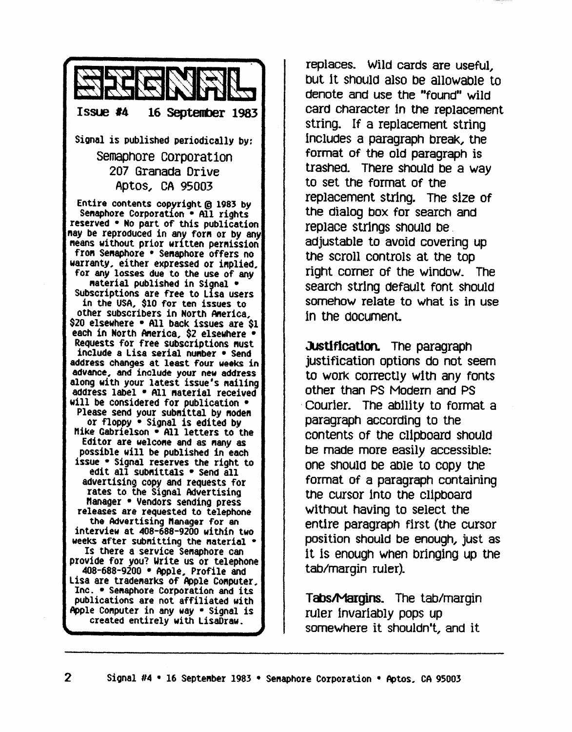# SIGNAL

Issue #4 16 September 1983

Signal is published periodically by:

Semaphore Corporation
207 Granada Drive
Aptos, CA 95003

Entire contents copyright © 1983 by Semaphore Corporation • All rights reserved • No part of this publication may be reproduced in any form or by any means without prior written permission from Semaphore • Semaphore offers no warranty, either expressed or implied, for any losses due to the use of any material published in Signal • Subscriptions are free to Lisa users in the USA, $10 for ten issues to other subscribers in North America, $20 elsewhere • All back issues are $1 each in North America, $2 elsewhere • Requests for free subscriptions must include a Lisa serial number • Send address changes at least four weeks in advance, and include your new address along with your latest issue's mailing address label • All material received will be considered for publication • Please send your submittal by modem or floppy • Signal is edited by Mike Gabrielson • All letters to the Editor are welcome and as many as possible will be published in each issue • Signal reserves the right to edit all submittals • Send all advertising copy and requests for rates to the Signal Advertising Manager • Vendors sending press releases are requested to telephone the Advertising Manager for an interview at 408-688-9200 within two weeks after submitting the material • Is there a service Semaphore can provide for you? Write us or telephone 408-688-9200 • Apple, Profile and Lisa are trademarks of Apple Computer, Inc. • Semaphore Corporation and its publications are not affiliated with Apple Computer in any way • Signal is created entirely with LisaDraw.

replaces. Wild cards are useful, but it should also be allowable to denote and use the "found" wild card character in the replacement string. If a replacement string includes a paragraph break, the format of the old paragraph is trashed. There should be a way to set the format of the replacement string. The size of the dialog box for search and replace strings should be adjustable to avoid covering up the scroll controls at the top right corner of the window. The search string default font should somehow relate to what is in use in the document.

**Justification.** The paragraph justification options do not seem to work correctly with any fonts other than PS Modern and PS Courier. The ability to format a paragraph according to the contents of the clipboard should be made more easily accessible: one should be able to copy the format of a paragraph containing the cursor into the clipboard without having to select the entire paragraph first (the cursor position should be enough, just as it is enough when bringing up the tab/margin ruler).

**Tabs/Margins.** The tab/margin ruler invariably pops up somewhere it shouldn't, and it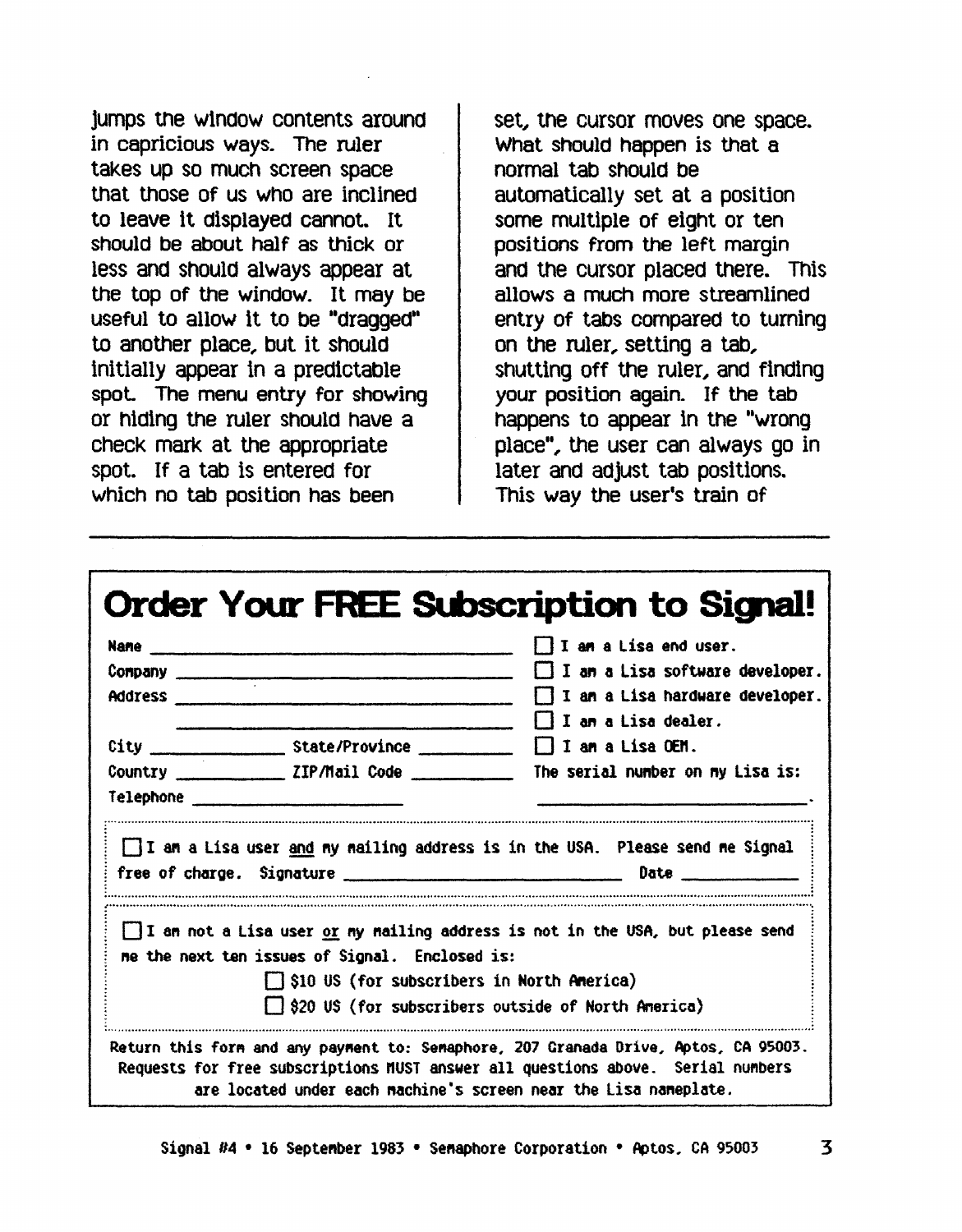jumps the window contents around in capricious ways. The ruler takes up so much screen space that those of us who are inclined to leave it displayed cannot. It should be about half as thick or less and should always appear at the top of the window. It may be useful to allow it to be "dragged" to another place, but it should initially appear in a predictable spot. The menu entry for showing or hiding the ruler should have a check mark at the appropriate spot. If a tab is entered for which no tab position has been set, the cursor moves one space. What should happen is that a normal tab should be automatically set at a position some multiple of eight or ten positions from the left margin and the cursor placed there. This allows a much more streamlined entry of tabs compared to turning on the ruler, setting a tab, shutting off the ruler, and finding your position again. If the tab happens to appear in the "wrong place", the user can always go in later and adjust tab positions. This way the user's train of

---

# Order Your FREE Subscription to Signal!

Name ______________________________

Company ______________________________

Address ______________________________

______________________________

City ____________ State/Province __________

Country ___________ ZIP/Mail Code __________

Telephone ____________________

☐ I am a Lisa end user.

☐ I am a Lisa software developer.

☐ I am a Lisa hardware developer.

☐ I am a Lisa dealer.

☐ I am a Lisa OEM.

The serial number on my Lisa is: ____________________.

☐ I am a Lisa user <u>and</u> my mailing address is in the USA. Please send me Signal free of charge. Signature ______________________ Date __________

☐ I am not a Lisa user <u>or</u> my mailing address is not in the USA, but please send me the next ten issues of Signal. Enclosed is:

☐ $10 US (for subscribers in North America)

☐ $20 US (for subscribers outside of North America)

Return this form and any payment to: Semaphore, 207 Granada Drive, Aptos, CA 95003. Requests for free subscriptions MUST answer all questions above. Serial numbers are located under each machine's screen near the Lisa nameplate.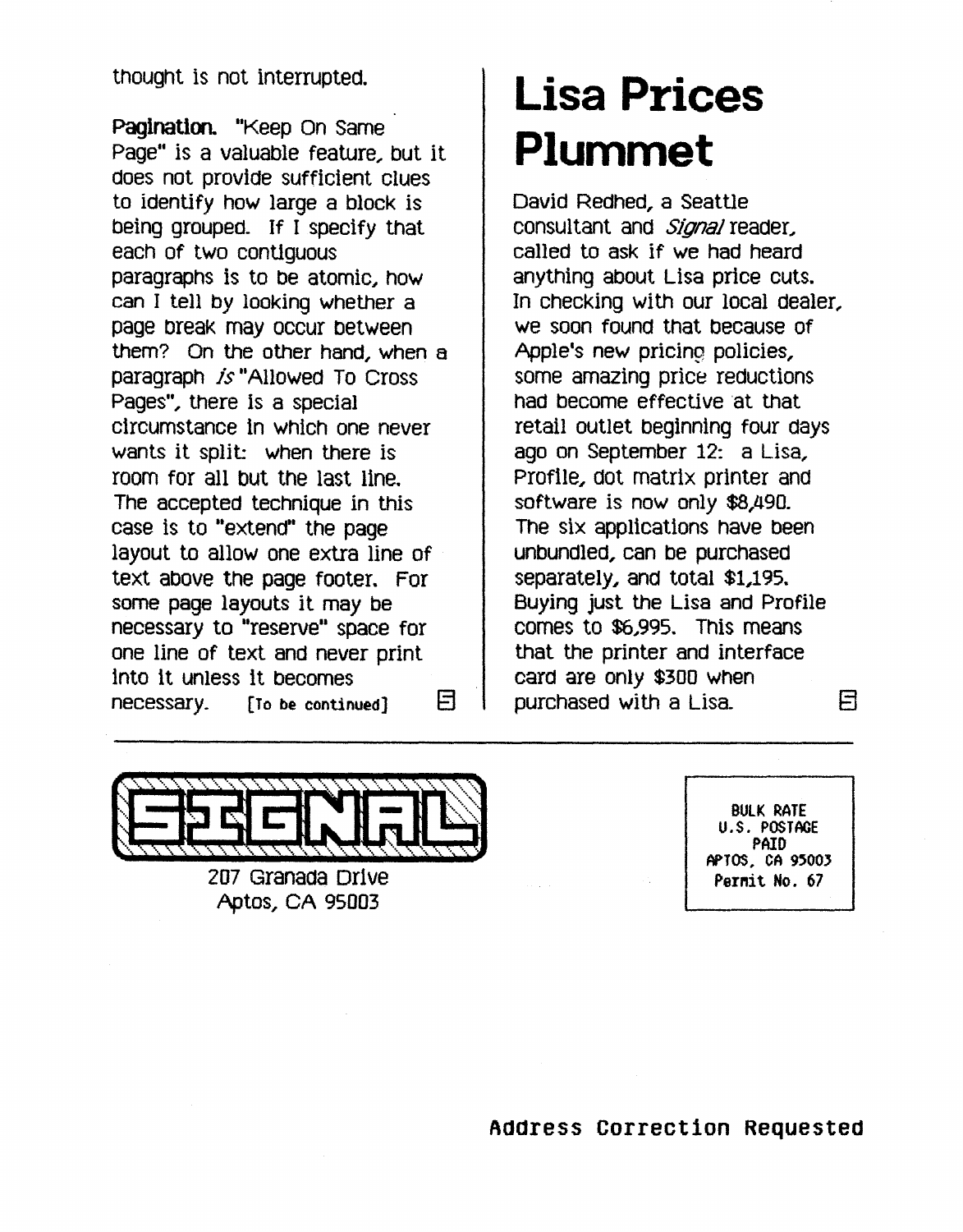thought is not interrupted.

**Pagination.** "Keep On Same Page" is a valuable feature, but it does not provide sufficient clues to identify how large a block is being grouped. If I specify that each of two contiguous paragraphs is to be atomic, how can I tell by looking whether a page break may occur between them? On the other hand, when a paragraph *is* "Allowed To Cross Pages", there is a special circumstance in which one never wants it split: when there is room for all but the last line. The accepted technique in this case is to "extend" the page layout to allow one extra line of text above the page footer. For some page layouts it may be necessary to "reserve" space for one line of text and never print into it unless it becomes necessary. [To be continued]

# Lisa Prices Plummet

David Redhed, a Seattle consultant and *Signal* reader, called to ask if we had heard anything about Lisa price cuts. In checking with our local dealer, we soon found that because of Apple's new pricing policies, some amazing price reductions had become effective at that retail outlet beginning four days ago on September 12: a Lisa, Profile, dot matrix printer and software is now only $8,490. The six applications have been unbundled, can be purchased separately, and total $1,195. Buying just the Lisa and Profile comes to $6,995. This means that the printer and interface card are only $300 when purchased with a Lisa.

---

SIGNAL
207 Granada Drive
Aptos, CA 95003

BULK RATE
U.S. POSTAGE
PAID
APTOS, CA 95003
Permit No. 67

Address Correction Requested